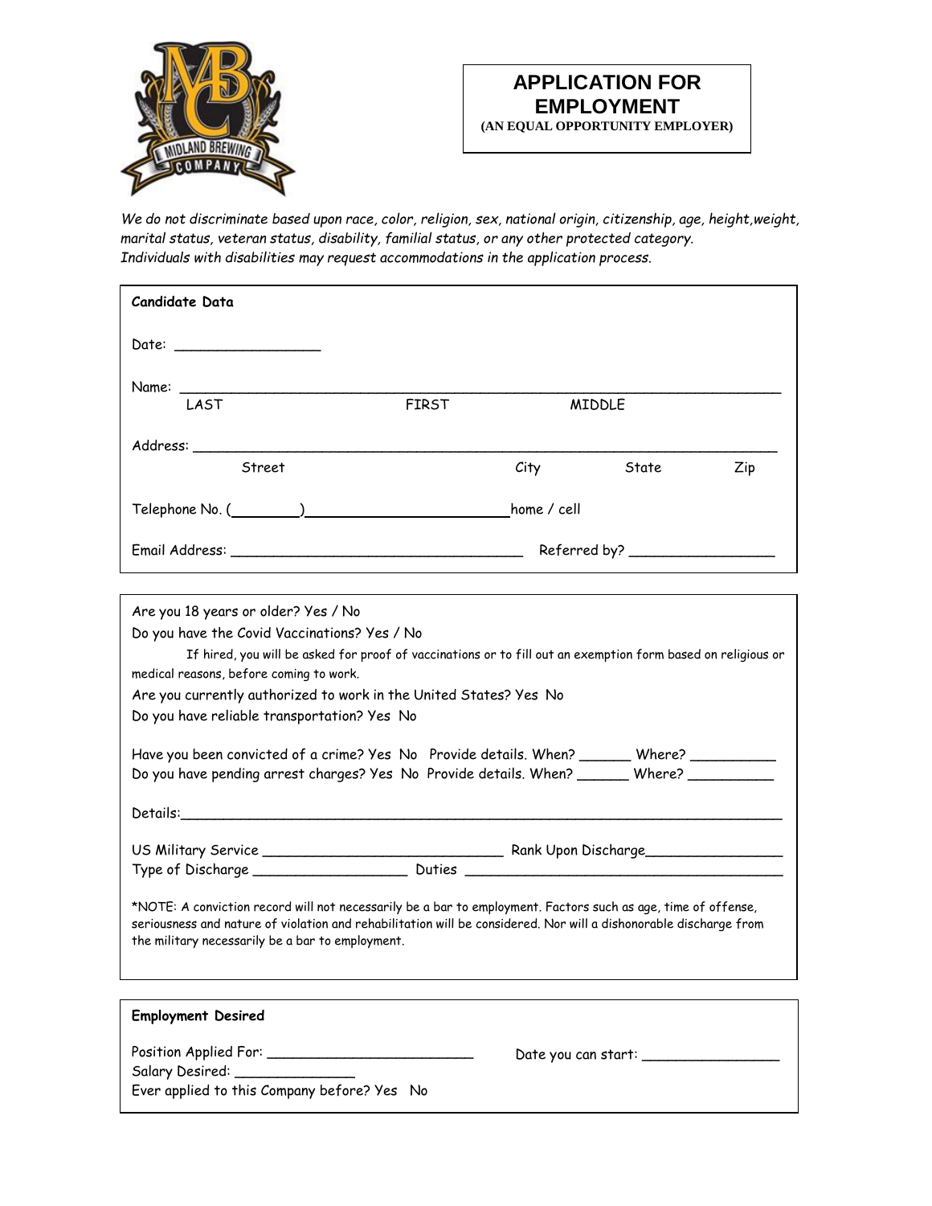# APPLICATION FOR EMPLOYMENT

**(AN EQUAL OPPORTUNITY EMPLOYER)**

*We do not discriminate based upon race, color, religion, sex, national origin, citizenship, age, height,weight, marital status, veteran status, disability, familial status, or any other protected category. Individuals with disabilities may request accommodations in the application process.*

**Candidate Data**

Date: _________________

Name: ______________________________________________________________________
LAST FIRST MIDDLE

Address: _____________________________________________________________________
Street City State Zip

Telephone No. (________)________________________home / cell

Email Address: __________________________________ Referred by? _________________

Are you 18 years or older? Yes / No

Do you have the Covid Vaccinations? Yes / No

If hired, you will be asked for proof of vaccinations or to fill out an exemption form based on religious or medical reasons, before coming to work.

Are you currently authorized to work in the United States? Yes No

Do you have reliable transportation? Yes No

Have you been convicted of a crime? Yes No Provide details. When? ______ Where? __________

Do you have pending arrest charges? Yes No Provide details. When? ______ Where? __________

Details:_______________________________________________________________________

US Military Service ____________________________ Rank Upon Discharge________________

Type of Discharge __________________ Duties ______________________________________

*NOTE: A conviction record will not necessarily be a bar to employment. Factors such as age, time of offense, seriousness and nature of violation and rehabilitation will be considered. Nor will a dishonorable discharge from the military necessarily be a bar to employment.

**Employment Desired**

Position Applied For: _________________________ Date you can start: ________________

Salary Desired: ______________

Ever applied to this Company before? Yes No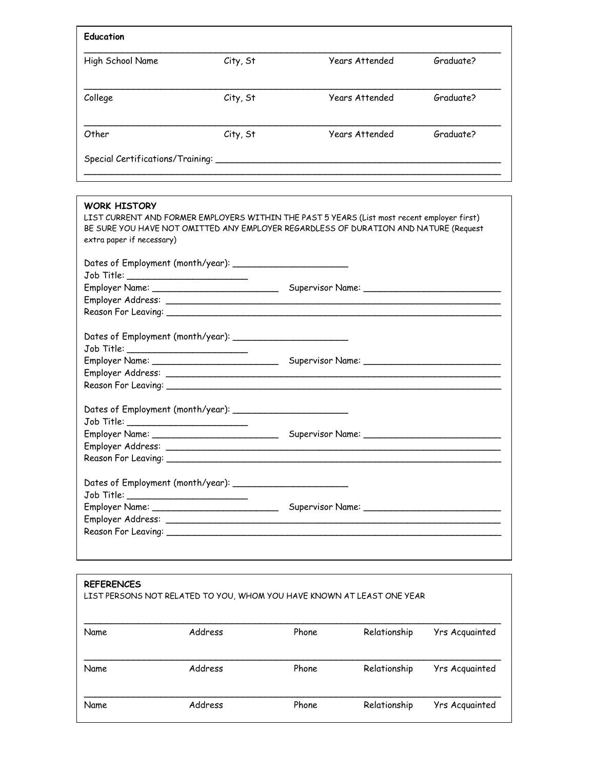## Education

| High School Name | City, St | Years Attended | Graduate? |
|---|---|---|---|
| College | City, St | Years Attended | Graduate? |
| Other | City, St | Years Attended | Graduate? |

Special Certifications/Training: ______________________________________________________

______________________________________________________________________________

## WORK HISTORY

LIST CURRENT AND FORMER EMPLOYERS WITHIN THE PAST 5 YEARS (List most recent employer first)
BE SURE YOU HAVE NOT OMITTED ANY EMPLOYER REGARDLESS OF DURATION AND NATURE (Request extra paper if necessary)

Dates of Employment (month/year): ____________________
Job Title: ____________________
Employer Name: ____________________ Supervisor Name: ____________________
Employer Address: ____________________________________________________
Reason For Leaving: ____________________________________________________

Dates of Employment (month/year): ____________________
Job Title: ____________________
Employer Name: ____________________ Supervisor Name: ____________________
Employer Address: ____________________________________________________
Reason For Leaving: ____________________________________________________

Dates of Employment (month/year): ____________________
Job Title: ____________________
Employer Name: ____________________ Supervisor Name: ____________________
Employer Address: ____________________________________________________
Reason For Leaving: ____________________________________________________

Dates of Employment (month/year): ____________________
Job Title: ____________________
Employer Name: ____________________ Supervisor Name: ____________________
Employer Address: ____________________________________________________
Reason For Leaving: ____________________________________________________

## REFERENCES

LIST PERSONS NOT RELATED TO YOU, WHOM YOU HAVE KNOWN AT LEAST ONE YEAR

| Name | Address | Phone | Relationship | Yrs Acquainted |
|---|---|---|---|---|
| Name | Address | Phone | Relationship | Yrs Acquainted |
| Name | Address | Phone | Relationship | Yrs Acquainted |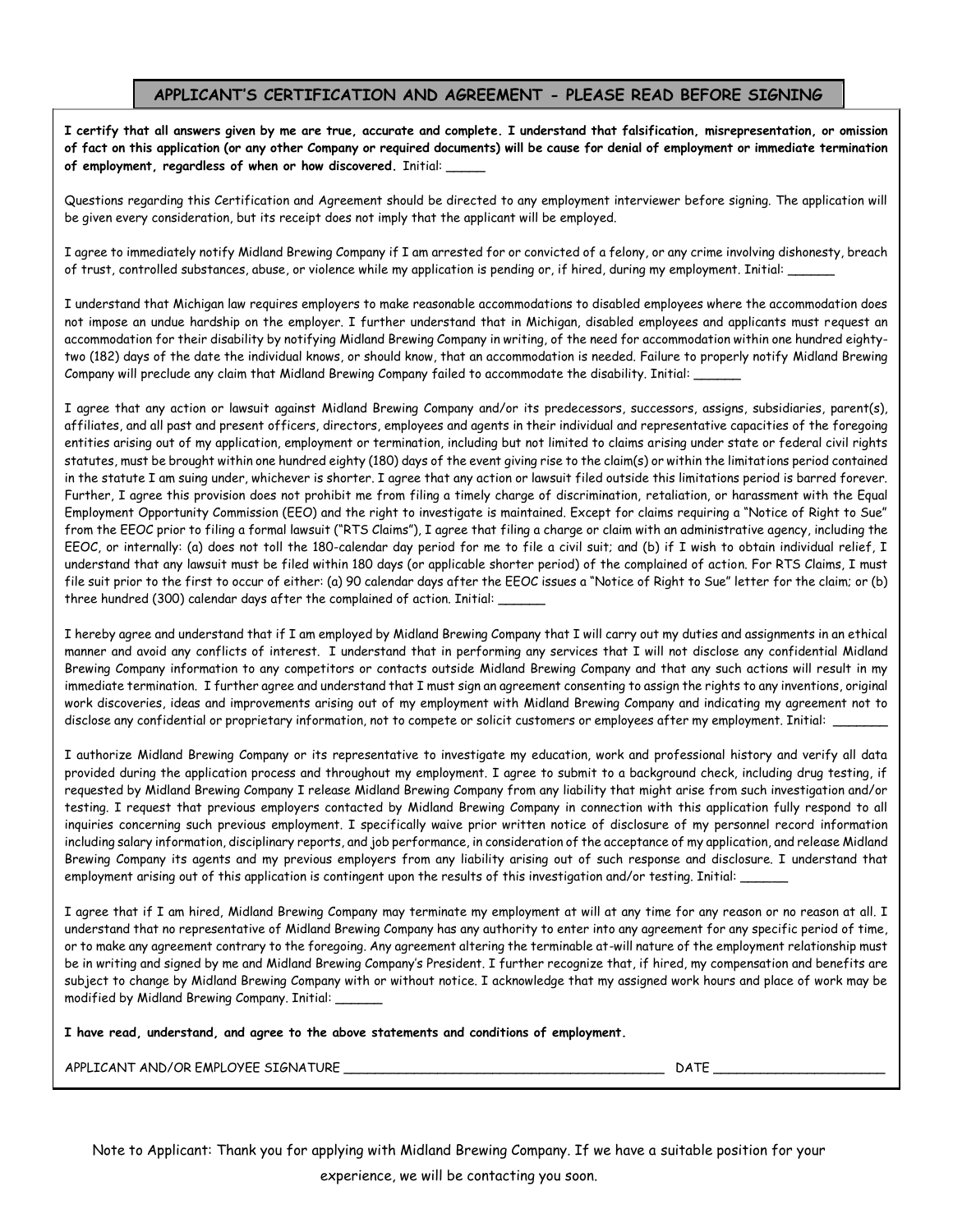## APPLICANT'S CERTIFICATION AND AGREEMENT - PLEASE READ BEFORE SIGNING

**I certify that all answers given by me are true, accurate and complete. I understand that falsification, misrepresentation, or omission of fact on this application (or any other Company or required documents) will be cause for denial of employment or immediate termination of employment, regardless of when or how discovered.** Initial: _____

Questions regarding this Certification and Agreement should be directed to any employment interviewer before signing. The application will be given every consideration, but its receipt does not imply that the applicant will be employed.

I agree to immediately notify Midland Brewing Company if I am arrested for or convicted of a felony, or any crime involving dishonesty, breach of trust, controlled substances, abuse, or violence while my application is pending or, if hired, during my employment. Initial: ______

I understand that Michigan law requires employers to make reasonable accommodations to disabled employees where the accommodation does not impose an undue hardship on the employer. I further understand that in Michigan, disabled employees and applicants must request an accommodation for their disability by notifying Midland Brewing Company in writing, of the need for accommodation within one hundred eighty-two (182) days of the date the individual knows, or should know, that an accommodation is needed. Failure to properly notify Midland Brewing Company will preclude any claim that Midland Brewing Company failed to accommodate the disability. Initial: ______

I agree that any action or lawsuit against Midland Brewing Company and/or its predecessors, successors, assigns, subsidiaries, parent(s), affiliates, and all past and present officers, directors, employees and agents in their individual and representative capacities of the foregoing entities arising out of my application, employment or termination, including but not limited to claims arising under state or federal civil rights statutes, must be brought within one hundred eighty (180) days of the event giving rise to the claim(s) or within the limitations period contained in the statute I am suing under, whichever is shorter. I agree that any action or lawsuit filed outside this limitations period is barred forever. Further, I agree this provision does not prohibit me from filing a timely charge of discrimination, retaliation, or harassment with the Equal Employment Opportunity Commission (EEO) and the right to investigate is maintained. Except for claims requiring a "Notice of Right to Sue" from the EEOC prior to filing a formal lawsuit ("RTS Claims"), I agree that filing a charge or claim with an administrative agency, including the EEOC, or internally: (a) does not toll the 180-calendar day period for me to file a civil suit; and (b) if I wish to obtain individual relief, I understand that any lawsuit must be filed within 180 days (or applicable shorter period) of the complained of action. For RTS Claims, I must file suit prior to the first to occur of either: (a) 90 calendar days after the EEOC issues a "Notice of Right to Sue" letter for the claim; or (b) three hundred (300) calendar days after the complained of action. Initial: ______

I hereby agree and understand that if I am employed by Midland Brewing Company that I will carry out my duties and assignments in an ethical manner and avoid any conflicts of interest. I understand that in performing any services that I will not disclose any confidential Midland Brewing Company information to any competitors or contacts outside Midland Brewing Company and that any such actions will result in my immediate termination. I further agree and understand that I must sign an agreement consenting to assign the rights to any inventions, original work discoveries, ideas and improvements arising out of my employment with Midland Brewing Company and indicating my agreement not to disclose any confidential or proprietary information, not to compete or solicit customers or employees after my employment. Initial: _______

I authorize Midland Brewing Company or its representative to investigate my education, work and professional history and verify all data provided during the application process and throughout my employment. I agree to submit to a background check, including drug testing, if requested by Midland Brewing Company I release Midland Brewing Company from any liability that might arise from such investigation and/or testing. I request that previous employers contacted by Midland Brewing Company in connection with this application fully respond to all inquiries concerning such previous employment. I specifically waive prior written notice of disclosure of my personnel record information including salary information, disciplinary reports, and job performance, in consideration of the acceptance of my application, and release Midland Brewing Company its agents and my previous employers from any liability arising out of such response and disclosure. I understand that employment arising out of this application is contingent upon the results of this investigation and/or testing. Initial: ______

I agree that if I am hired, Midland Brewing Company may terminate my employment at will at any time for any reason or no reason at all. I understand that no representative of Midland Brewing Company has any authority to enter into any agreement for any specific period of time, or to make any agreement contrary to the foregoing. Any agreement altering the terminable at-will nature of the employment relationship must be in writing and signed by me and Midland Brewing Company's President. I further recognize that, if hired, my compensation and benefits are subject to change by Midland Brewing Company with or without notice. I acknowledge that my assigned work hours and place of work may be modified by Midland Brewing Company. Initial: ______

**I have read, understand, and agree to the above statements and conditions of employment.**

APPLICANT AND/OR EMPLOYEE SIGNATURE ________________________________________ DATE _____________________

Note to Applicant: Thank you for applying with Midland Brewing Company. If we have a suitable position for your experience, we will be contacting you soon.